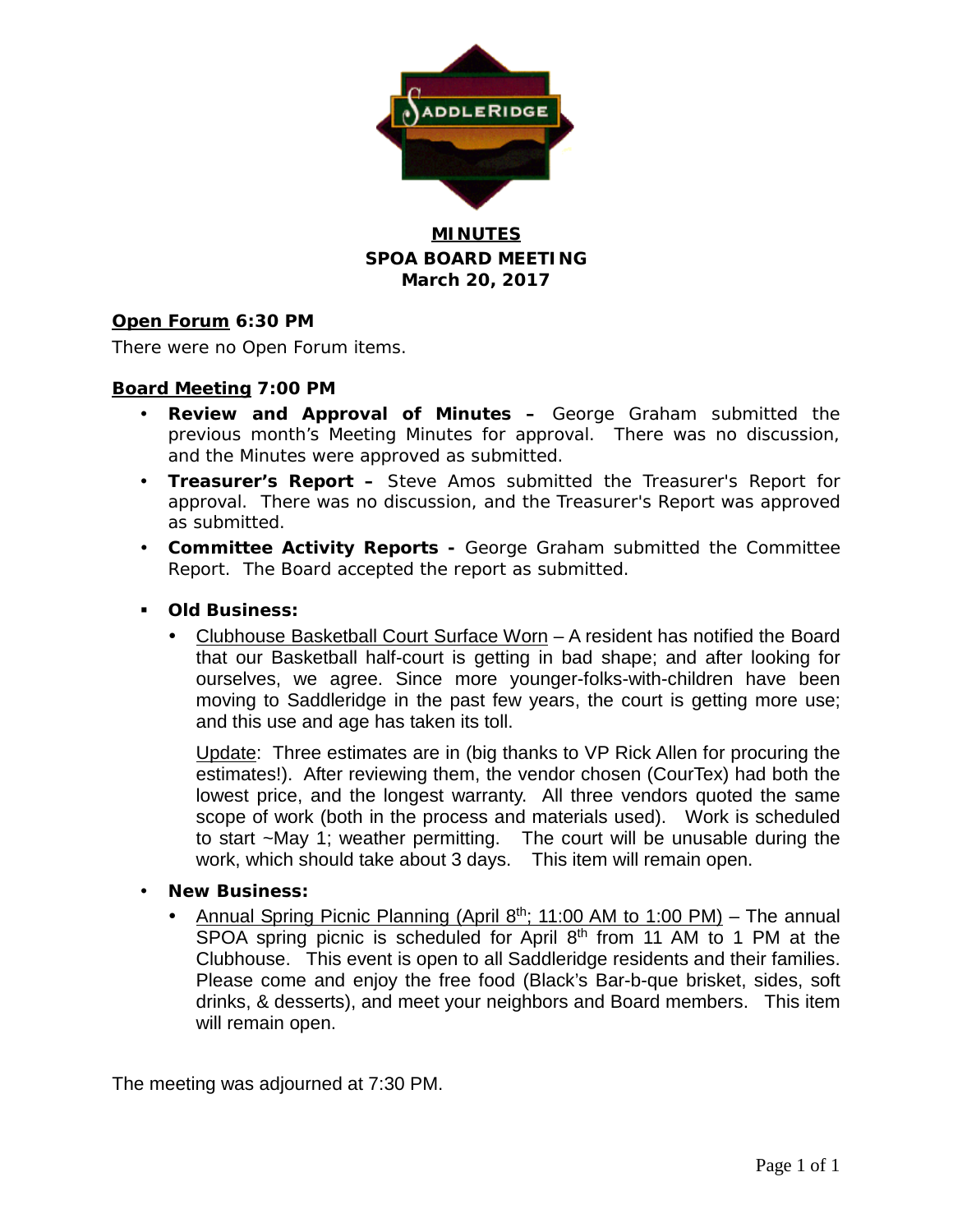# MINUTES
## SPOA BOARD MEETING
## March 20, 2017

**Open Forum 6:30 PM**

There were no Open Forum items.

**Board Meeting 7:00 PM**

- **Review and Approval of Minutes –** George Graham submitted the previous month's Meeting Minutes for approval. There was no discussion, and the Minutes were approved as submitted.
- **Treasurer's Report –** Steve Amos submitted the Treasurer's Report for approval. There was no discussion, and the Treasurer's Report was approved as submitted.
- **Committee Activity Reports -** George Graham submitted the Committee Report. The Board accepted the report as submitted.

- **Old Business:**
  - Clubhouse Basketball Court Surface Worn – A resident has notified the Board that our Basketball half-court is getting in bad shape; and after looking for ourselves, we agree. Since more younger-folks-with-children have been moving to Saddleridge in the past few years, the court is getting more use; and this use and age has taken its toll.

    Update: Three estimates are in (big thanks to VP Rick Allen for procuring the estimates!). After reviewing them, the vendor chosen (CourTex) had both the lowest price, and the longest warranty. All three vendors quoted the same scope of work (both in the process and materials used). Work is scheduled to start ~May 1; weather permitting. The court will be unusable during the work, which should take about 3 days. This item will remain open.

- **New Business:**
  - Annual Spring Picnic Planning (April 8th; 11:00 AM to 1:00 PM) – The annual SPOA spring picnic is scheduled for April 8th from 11 AM to 1 PM at the Clubhouse. This event is open to all Saddleridge residents and their families. Please come and enjoy the free food (Black's Bar-b-que brisket, sides, soft drinks, & desserts), and meet your neighbors and Board members. This item will remain open.

The meeting was adjourned at 7:30 PM.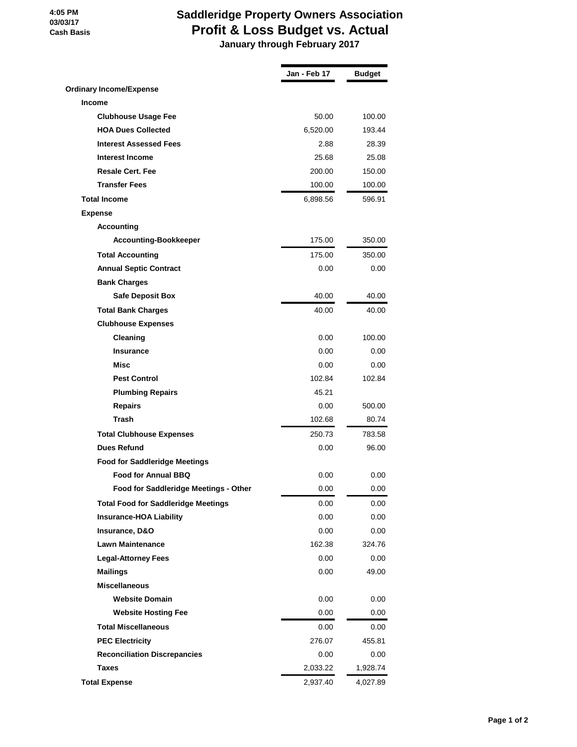4:05 PM
03/03/17
Cash Basis

# Saddleridge Property Owners Association
## Profit & Loss Budget vs. Actual
### January through February 2017

| | Jan - Feb 17 | Budget |
|---|---|---|
| **Ordinary Income/Expense** | | |
| **Income** | | |
| **Clubhouse Usage Fee** | 50.00 | 100.00 |
| **HOA Dues Collected** | 6,520.00 | 193.44 |
| **Interest Assessed Fees** | 2.88 | 28.39 |
| **Interest Income** | 25.68 | 25.08 |
| **Resale Cert. Fee** | 200.00 | 150.00 |
| **Transfer Fees** | 100.00 | 100.00 |
| **Total Income** | 6,898.56 | 596.91 |
| **Expense** | | |
| **Accounting** | | |
| **Accounting-Bookkeeper** | 175.00 | 350.00 |
| **Total Accounting** | 175.00 | 350.00 |
| **Annual Septic Contract** | 0.00 | 0.00 |
| **Bank Charges** | | |
| **Safe Deposit Box** | 40.00 | 40.00 |
| **Total Bank Charges** | 40.00 | 40.00 |
| **Clubhouse Expenses** | | |
| **Cleaning** | 0.00 | 100.00 |
| **Insurance** | 0.00 | 0.00 |
| **Misc** | 0.00 | 0.00 |
| **Pest Control** | 102.84 | 102.84 |
| **Plumbing Repairs** | 45.21 | |
| **Repairs** | 0.00 | 500.00 |
| **Trash** | 102.68 | 80.74 |
| **Total Clubhouse Expenses** | 250.73 | 783.58 |
| **Dues Refund** | 0.00 | 96.00 |
| **Food for Saddleridge Meetings** | | |
| **Food for Annual BBQ** | 0.00 | 0.00 |
| **Food for Saddleridge Meetings - Other** | 0.00 | 0.00 |
| **Total Food for Saddleridge Meetings** | 0.00 | 0.00 |
| **Insurance-HOA Liability** | 0.00 | 0.00 |
| **Insurance, D&O** | 0.00 | 0.00 |
| **Lawn Maintenance** | 162.38 | 324.76 |
| **Legal-Attorney Fees** | 0.00 | 0.00 |
| **Mailings** | 0.00 | 49.00 |
| **Miscellaneous** | | |
| **Website Domain** | 0.00 | 0.00 |
| **Website Hosting Fee** | 0.00 | 0.00 |
| **Total Miscellaneous** | 0.00 | 0.00 |
| **PEC Electricity** | 276.07 | 455.81 |
| **Reconciliation Discrepancies** | 0.00 | 0.00 |
| **Taxes** | 2,033.22 | 1,928.74 |
| **Total Expense** | 2,937.40 | 4,027.89 |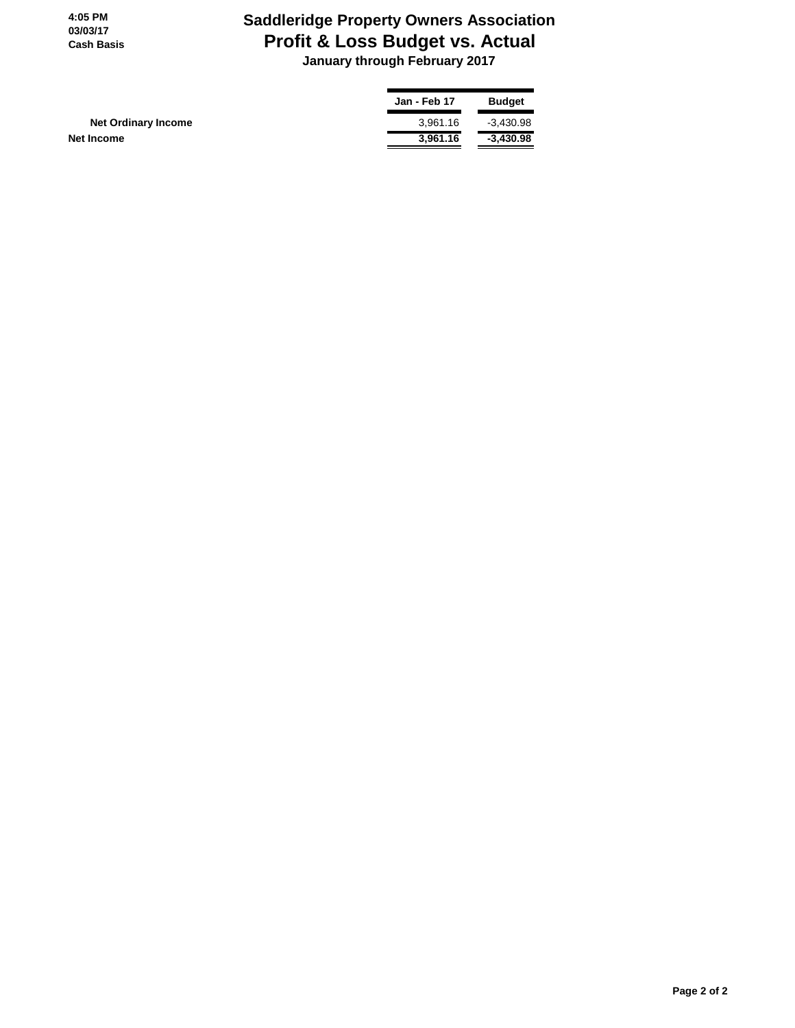4:05 PM
03/03/17
Cash Basis

# Saddleridge Property Owners Association
## Profit & Loss Budget vs. Actual
### January through February 2017

| | Jan - Feb 17 | Budget |
|---|---|---|
| Net Ordinary Income | 3,961.16 | -3,430.98 |
| **Net Income** | **3,961.16** | **-3,430.98** |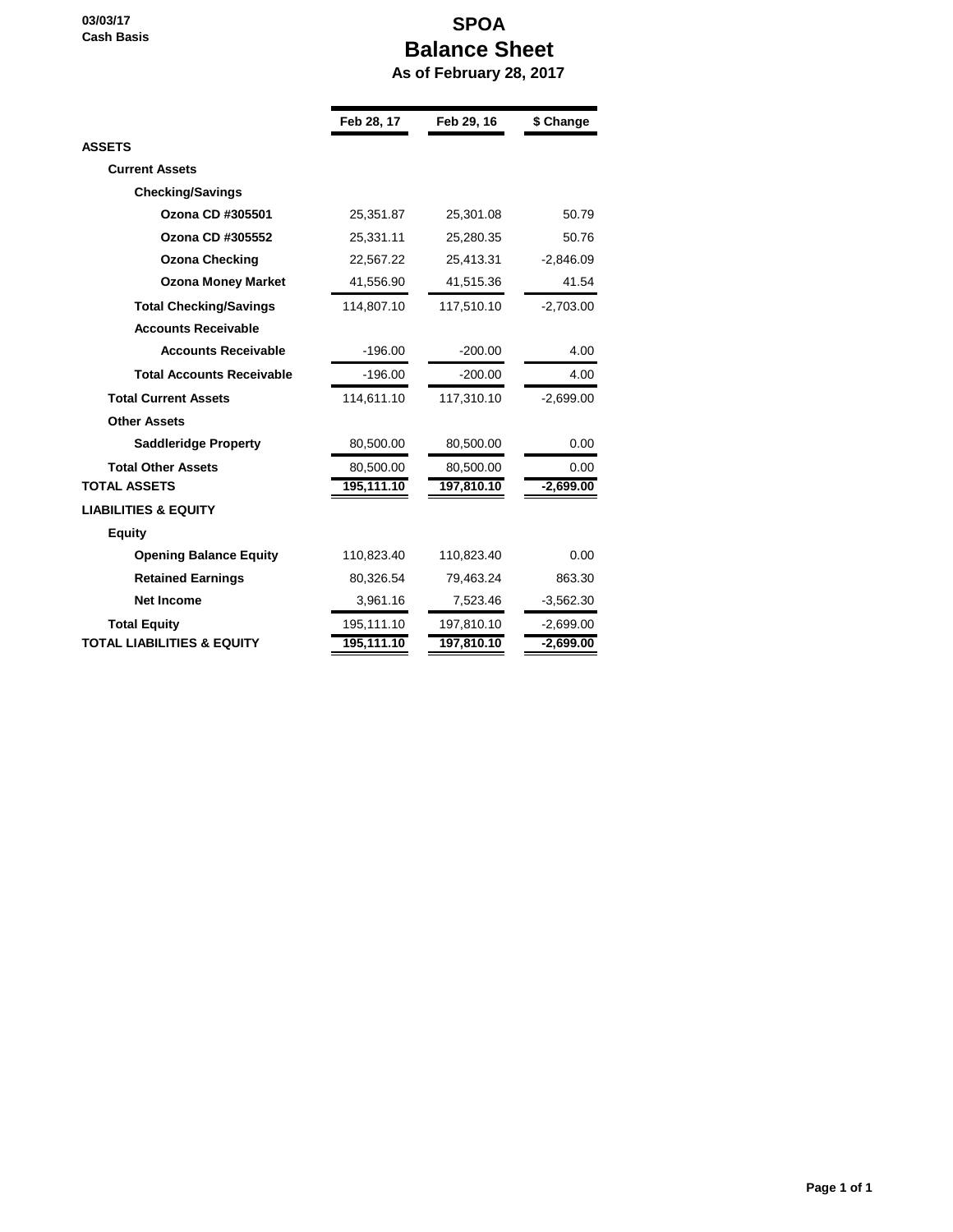03/03/17
Cash Basis

# SPOA
## Balance Sheet
### As of February 28, 2017

| | Feb 28, 17 | Feb 29, 16 | $ Change |
|---|---|---|---|
| **ASSETS** | | | |
| **Current Assets** | | | |
| **Checking/Savings** | | | |
| **Ozona CD #305501** | 25,351.87 | 25,301.08 | 50.79 |
| **Ozona CD #305552** | 25,331.11 | 25,280.35 | 50.76 |
| **Ozona Checking** | 22,567.22 | 25,413.31 | -2,846.09 |
| **Ozona Money Market** | 41,556.90 | 41,515.36 | 41.54 |
| **Total Checking/Savings** | 114,807.10 | 117,510.10 | -2,703.00 |
| **Accounts Receivable** | | | |
| **Accounts Receivable** | -196.00 | -200.00 | 4.00 |
| **Total Accounts Receivable** | -196.00 | -200.00 | 4.00 |
| **Total Current Assets** | 114,611.10 | 117,310.10 | -2,699.00 |
| **Other Assets** | | | |
| **Saddleridge Property** | 80,500.00 | 80,500.00 | 0.00 |
| **Total Other Assets** | 80,500.00 | 80,500.00 | 0.00 |
| **TOTAL ASSETS** | **195,111.10** | **197,810.10** | **-2,699.00** |
| **LIABILITIES & EQUITY** | | | |
| **Equity** | | | |
| **Opening Balance Equity** | 110,823.40 | 110,823.40 | 0.00 |
| **Retained Earnings** | 80,326.54 | 79,463.24 | 863.30 |
| **Net Income** | 3,961.16 | 7,523.46 | -3,562.30 |
| **Total Equity** | 195,111.10 | 197,810.10 | -2,699.00 |
| **TOTAL LIABILITIES & EQUITY** | **195,111.10** | **197,810.10** | **-2,699.00** |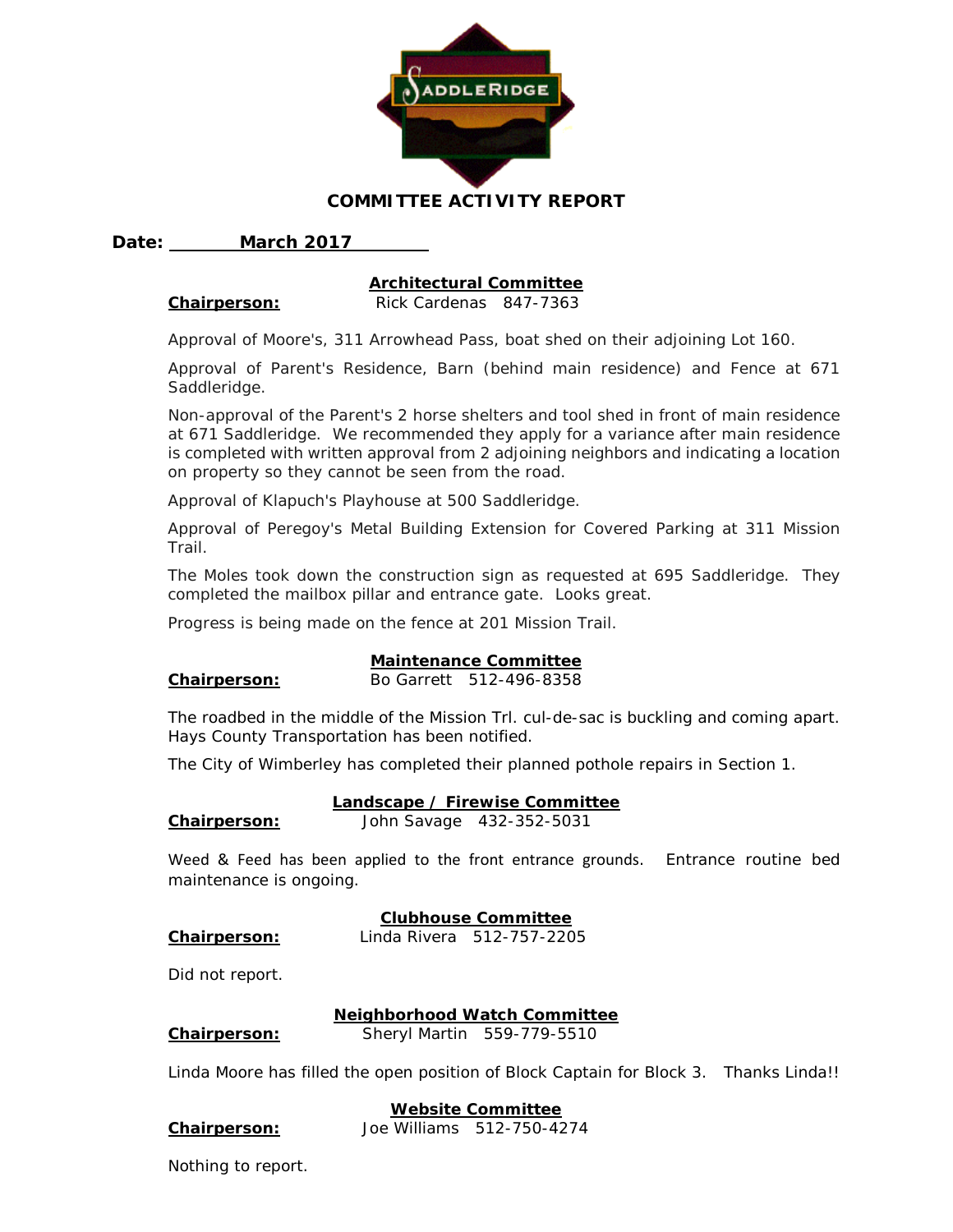# COMMITTEE ACTIVITY REPORT

**Date: March 2017**

## Architectural Committee

**Chairperson:** Rick Cardenas 847-7363

Approval of Moore's, 311 Arrowhead Pass, boat shed on their adjoining Lot 160.

Approval of Parent's Residence, Barn (behind main residence) and Fence at 671 Saddleridge.

Non-approval of the Parent's 2 horse shelters and tool shed in front of main residence at 671 Saddleridge. We recommended they apply for a variance after main residence is completed with written approval from 2 adjoining neighbors and indicating a location on property so they cannot be seen from the road.

Approval of Klapuch's Playhouse at 500 Saddleridge.

Approval of Peregoy's Metal Building Extension for Covered Parking at 311 Mission Trail.

The Moles took down the construction sign as requested at 695 Saddleridge. They completed the mailbox pillar and entrance gate. Looks great.

Progress is being made on the fence at 201 Mission Trail.

## Maintenance Committee

**Chairperson:** Bo Garrett 512-496-8358

The roadbed in the middle of the Mission Trl. cul-de-sac is buckling and coming apart. Hays County Transportation has been notified.

The City of Wimberley has completed their planned pothole repairs in Section 1.

## Landscape / Firewise Committee

**Chairperson:** John Savage 432-352-5031

Weed & Feed has been applied to the front entrance grounds. Entrance routine bed maintenance is ongoing.

## Clubhouse Committee

**Chairperson:** Linda Rivera 512-757-2205

Did not report.

## Neighborhood Watch Committee

**Chairperson:** Sheryl Martin 559-779-5510

Linda Moore has filled the open position of Block Captain for Block 3. Thanks Linda!!

## Website Committee

**Chairperson:** Joe Williams 512-750-4274

Nothing to report.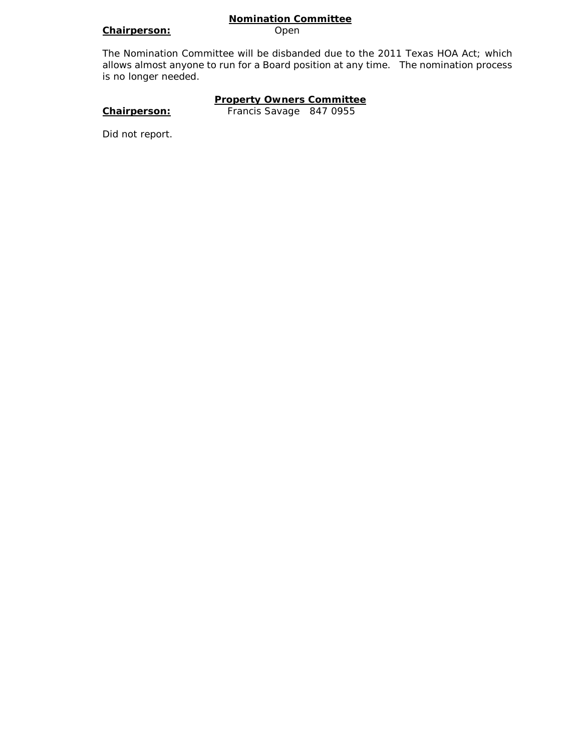## Nomination Committee

**Chairperson:** Open

The Nomination Committee will be disbanded due to the 2011 Texas HOA Act; which allows almost anyone to run for a Board position at any time. The nomination process is no longer needed.

## Property Owners Committee

**Chairperson:** Francis Savage 847 0955

Did not report.